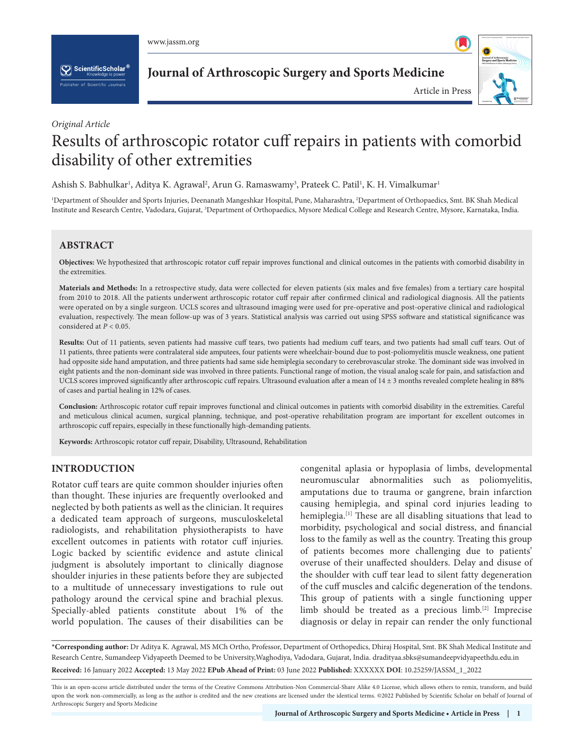*Original Article*

# Results of arthroscopic rotator cuff repairs in patients with comorbid disability of other extremities

Ashish S. Babhulkar[1], Aditya K. Agrawal[2], Arun G. Ramaswamy[3], Prateek C. Patil[1], K. H. Vimalkumar[1]

[1]Department of Shoulder and Sports Injuries, Deenanath Mangeshkar Hospital, Pune, Maharashtra, [2]Department of Orthopaedics, Smt. BK Shah Medical Institute and Research Centre, Vadodara, Gujarat, [3]Department of Orthopaedics, Mysore Medical College and Research Centre, Mysore, Karnataka, India.

## ABSTRACT

**Objectives:** We hypothesized that arthroscopic rotator cuff repair improves functional and clinical outcomes in the patients with comorbid disability in the extremities.

**Materials and Methods:** In a retrospective study, data were collected for eleven patients (six males and five females) from a tertiary care hospital from 2010 to 2018. All the patients underwent arthroscopic rotator cuff repair after confirmed clinical and radiological diagnosis. All the patients were operated on by a single surgeon. UCLS scores and ultrasound imaging were used for pre-operative and post-operative clinical and radiological evaluation, respectively. The mean follow-up was of 3 years. Statistical analysis was carried out using SPSS software and statistical significance was considered at $P < 0.05$.

**Results:** Out of 11 patients, seven patients had massive cuff tears, two patients had medium cuff tears, and two patients had small cuff tears. Out of 11 patients, three patients were contralateral side amputees, four patients were wheelchair-bound due to post-poliomyelitis muscle weakness, one patient had opposite side hand amputation, and three patients had same side hemiplegia secondary to cerebrovascular stroke. The dominant side was involved in eight patients and the non-dominant side was involved in three patients. Functional range of motion, the visual analog scale for pain, and satisfaction and UCLS scores improved significantly after arthroscopic cuff repairs. Ultrasound evaluation after a mean of 14 ± 3 months revealed complete healing in 88% of cases and partial healing in 12% of cases.

**Conclusion:** Arthroscopic rotator cuff repair improves functional and clinical outcomes in patients with comorbid disability in the extremities. Careful and meticulous clinical acumen, surgical planning, technique, and post-operative rehabilitation program are important for excellent outcomes in arthroscopic cuff repairs, especially in these functionally high-demanding patients.

**Keywords:** Arthroscopic rotator cuff repair, Disability, Ultrasound, Rehabilitation

## INTRODUCTION

Rotator cuff tears are quite common shoulder injuries often than thought. These injuries are frequently overlooked and neglected by both patients as well as the clinician. It requires a dedicated team approach of surgeons, musculoskeletal radiologists, and rehabilitation physiotherapists to have excellent outcomes in patients with rotator cuff injuries. Logic backed by scientific evidence and astute clinical judgment is absolutely important to clinically diagnose shoulder injuries in these patients before they are subjected to a multitude of unnecessary investigations to rule out pathology around the cervical spine and brachial plexus. Specially-abled patients constitute about 1% of the world population. The causes of their disabilities can be congenital aplasia or hypoplasia of limbs, developmental neuromuscular abnormalities such as poliomyelitis, amputations due to trauma or gangrene, brain infarction causing hemiplegia, and spinal cord injuries leading to hemiplegia.[1] These are all disabling situations that lead to morbidity, psychological and social distress, and financial loss to the family as well as the country. Treating this group of patients becomes more challenging due to patients' overuse of their unaffected shoulders. Delay and disuse of the shoulder with cuff tear lead to silent fatty degeneration of the cuff muscles and calcific degeneration of the tendons. This group of patients with a single functioning upper limb should be treated as a precious limb.[2] Imprecise diagnosis or delay in repair can render the only functional

*Corresponding author: Dr Aditya K. Agrawal, MS MCh Ortho, Professor, Department of Orthopedics, Dhiraj Hospital, Smt. BK Shah Medical Institute and Research Centre, Sumandeep Vidyapeeth Deemed to be University,Waghodiya, Vadodara, Gujarat, India. dradityaa.sbks@sumandeepvidyapeethdu.edu.in

**Received:** 16 January 2022 **Accepted:** 13 May 2022 **EPub Ahead of Print:** 03 June 2022 **Published:** XXXXXX **DOI**: 10.25259/JASSM_1_2022

This is an open-access article distributed under the terms of the Creative Commons Attribution-Non Commercial-Share Alike 4.0 License, which allows others to remix, transform, and build upon the work non-commercially, as long as the author is credited and the new creations are licensed under the identical terms. ©2022 Published by Scientific Scholar on behalf of Journal of Arthroscopic Surgery and Sports Medicine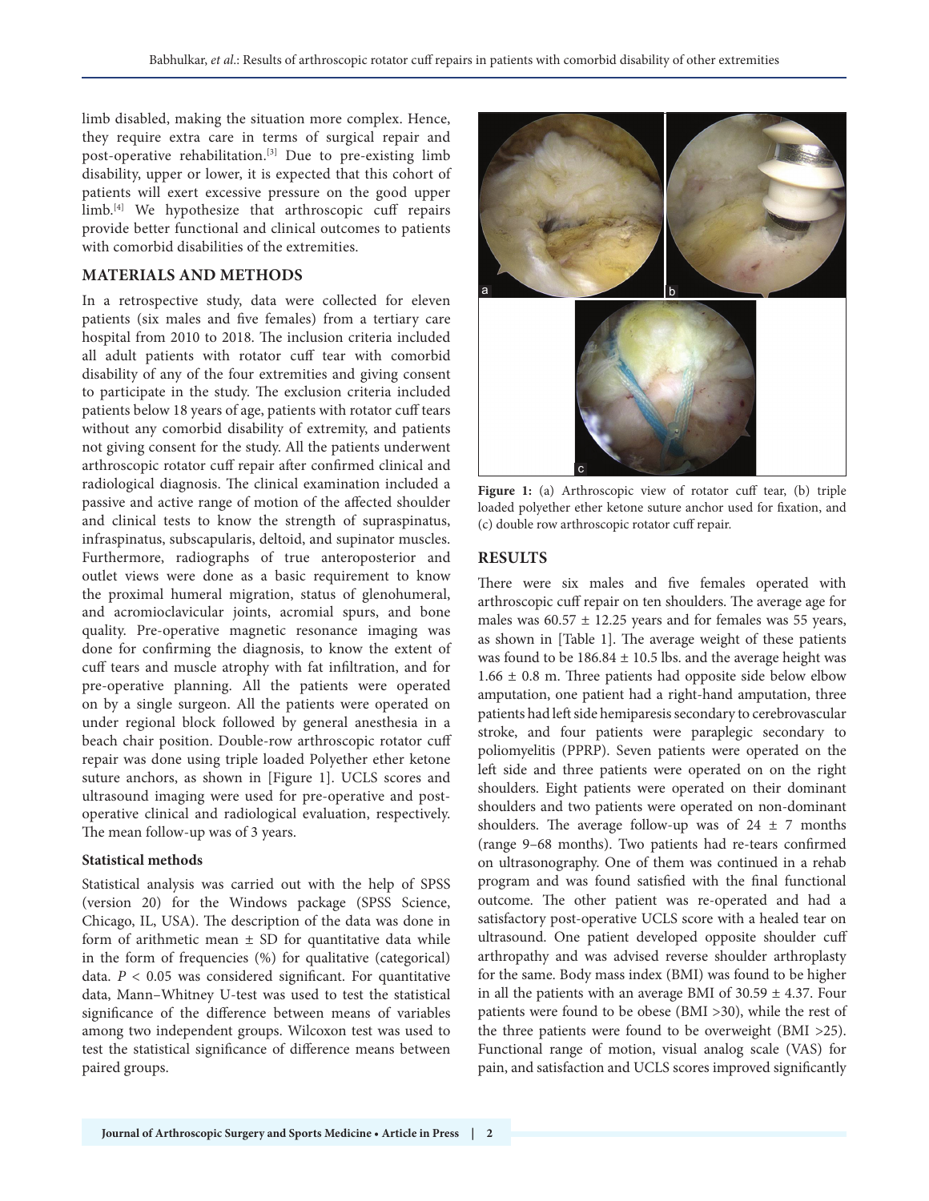limb disabled, making the situation more complex. Hence, they require extra care in terms of surgical repair and post-operative rehabilitation.[3] Due to pre-existing limb disability, upper or lower, it is expected that this cohort of patients will exert excessive pressure on the good upper limb.[4] We hypothesize that arthroscopic cuff repairs provide better functional and clinical outcomes to patients with comorbid disabilities of the extremities.

## MATERIALS AND METHODS

In a retrospective study, data were collected for eleven patients (six males and five females) from a tertiary care hospital from 2010 to 2018. The inclusion criteria included all adult patients with rotator cuff tear with comorbid disability of any of the four extremities and giving consent to participate in the study. The exclusion criteria included patients below 18 years of age, patients with rotator cuff tears without any comorbid disability of extremity, and patients not giving consent for the study. All the patients underwent arthroscopic rotator cuff repair after confirmed clinical and radiological diagnosis. The clinical examination included a passive and active range of motion of the affected shoulder and clinical tests to know the strength of supraspinatus, infraspinatus, subscapularis, deltoid, and supinator muscles. Furthermore, radiographs of true anteroposterior and outlet views were done as a basic requirement to know the proximal humeral migration, status of glenohumeral, and acromioclavicular joints, acromial spurs, and bone quality. Pre-operative magnetic resonance imaging was done for confirming the diagnosis, to know the extent of cuff tears and muscle atrophy with fat infiltration, and for pre-operative planning. All the patients were operated on by a single surgeon. All the patients were operated on under regional block followed by general anesthesia in a beach chair position. Double-row arthroscopic rotator cuff repair was done using triple loaded Polyether ether ketone suture anchors, as shown in [Figure 1]. UCLS scores and ultrasound imaging were used for pre-operative and post-operative clinical and radiological evaluation, respectively. The mean follow-up was of 3 years.

### Statistical methods

Statistical analysis was carried out with the help of SPSS (version 20) for the Windows package (SPSS Science, Chicago, IL, USA). The description of the data was done in form of arithmetic mean ± SD for quantitative data while in the form of frequencies (%) for qualitative (categorical) data. $P < 0.05$ was considered significant. For quantitative data, Mann–Whitney U-test was used to test the statistical significance of the difference between means of variables among two independent groups. Wilcoxon test was used to test the statistical significance of difference means between paired groups.

**Figure 1:** (a) Arthroscopic view of rotator cuff tear, (b) triple loaded polyether ether ketone suture anchor used for fixation, and (c) double row arthroscopic rotator cuff repair.

## RESULTS

There were six males and five females operated with arthroscopic cuff repair on ten shoulders. The average age for males was 60.57 ± 12.25 years and for females was 55 years, as shown in [Table 1]. The average weight of these patients was found to be 186.84 ± 10.5 lbs. and the average height was 1.66 ± 0.8 m. Three patients had opposite side below elbow amputation, one patient had a right-hand amputation, three patients had left side hemiparesis secondary to cerebrovascular stroke, and four patients were paraplegic secondary to poliomyelitis (PPRP). Seven patients were operated on the left side and three patients were operated on on the right shoulders. Eight patients were operated on their dominant shoulders and two patients were operated on non-dominant shoulders. The average follow-up was of 24 ± 7 months (range 9–68 months). Two patients had re-tears confirmed on ultrasonography. One of them was continued in a rehab program and was found satisfied with the final functional outcome. The other patient was re-operated and had a satisfactory post-operative UCLS score with a healed tear on ultrasound. One patient developed opposite shoulder cuff arthropathy and was advised reverse shoulder arthroplasty for the same. Body mass index (BMI) was found to be higher in all the patients with an average BMI of 30.59 ± 4.37. Four patients were found to be obese (BMI >30), while the rest of the three patients were found to be overweight (BMI >25). Functional range of motion, visual analog scale (VAS) for pain, and satisfaction and UCLS scores improved significantly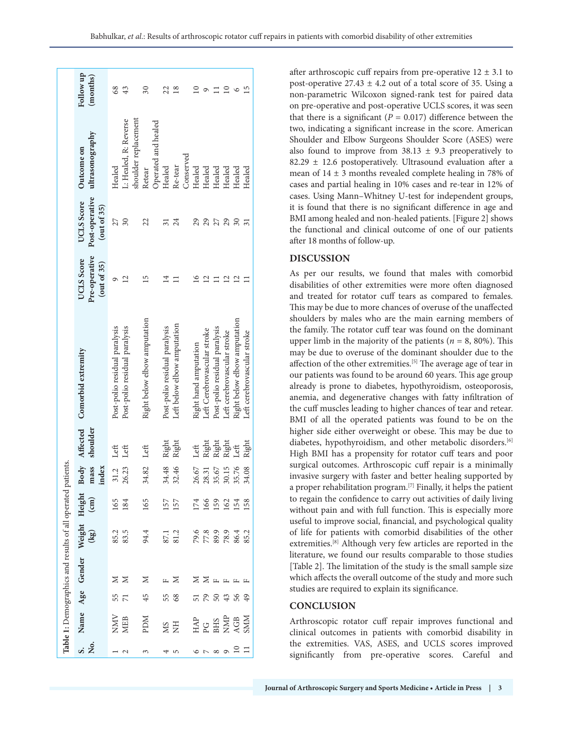**Table 1:** Demographics and results of all operated patients.

| S. No. | Name | Age | Gender | Weight (kg) | Height (cm) | Body mass index | Affected shoulder | Comorbid extremity | UCLS Score Pre-operative (out of 35) | UCLS Score Post-operative (out of 35) | Outcome on ultrasonography | Follow up (months) |
|---|---|---|---|---|---|---|---|---|---|---|---|---|
| 1 | NMV | 55 | M | 85.2 | 165 | 31.2 | Left | Post-polio residual paralysis | 9 | 27 | Healed | 68 |
| 2 | MEB | 71 | M | 83.5 | 184 | 26.23 | Left | Post-polio residual paralysis | 12 | 30 | L: Healed, R: Reverse shoulder replacement | 43 |
| 3 | PDM | 45 | M | 94.4 | 165 | 34.82 | Left | Right below elbow amputation | 15 | 22 | Retear Operated and healed | 30 |
| 4 | MS | 55 | F | 87.1 | 157 | 34.48 | Right | Post-polio residual paralysis | 14 | 31 | Healed | 22 |
| 5 | NH | 68 | M | 81.2 | 157 | 32.46 | Right | Left below elbow amputation | 11 | 24 | Re-tear Conserved | 18 |
| 6 | HAP | 51 | M | 79.6 | 174 | 26.67 | Left | Right hand amputation | 16 | 29 | Healed | 10 |
| 7 | PG | 79 | M | 77.8 | 166 | 28.31 | Right | Left Cerebrovascular stroke | 12 | 29 | Healed | 9 |
| 8 | BHS | 50 | F | 89.9 | 159 | 35.67 | Right | Post-polio residual paralysis | 11 | 27 | Healed | 11 |
| 9 | NMP | 43 | F | 78.9 | 162 | 30.15 | Right | Left cerebrovascular stroke | 12 | 29 | Healed | 10 |
| 10 | AGB | 56 | F | 86.4 | 154 | 35.76 | Left | Right below elbow amputation | 12 | 30 | Healed | 6 |
| 11 | SMM | 49 | F | 85.2 | 158 | 34.08 | Right | Left cerebrovascular stroke | 11 | 31 | Healed | 15 |

after arthroscopic cuff repairs from pre-operative 12 ± 3.1 to post-operative 27.43 ± 4.2 out of a total score of 35. Using a non-parametric Wilcoxon signed-rank test for paired data on pre-operative and post-operative UCLS scores, it was seen that there is a significant ($P = 0.017$) difference between the two, indicating a significant increase in the score. American Shoulder and Elbow Surgeons Shoulder Score (ASES) were also found to improve from 38.13 ± 9.3 preoperatively to 82.29 ± 12.6 postoperatively. Ultrasound evaluation after a mean of 14 ± 3 months revealed complete healing in 78% of cases and partial healing in 10% cases and re-tear in 12% of cases. Using Mann–Whitney U-test for independent groups, it is found that there is no significant difference in age and BMI among healed and non-healed patients. [Figure 2] shows the functional and clinical outcome of one of our patients after 18 months of follow-up.

## DISCUSSION

As per our results, we found that males with comorbid disabilities of other extremities were more often diagnosed and treated for rotator cuff tears as compared to females. This may be due to more chances of overuse of the unaffected shoulders by males who are the main earning members of the family. The rotator cuff tear was found on the dominant upper limb in the majority of the patients ($n = 8$, 80%). This may be due to overuse of the dominant shoulder due to the affection of the other extremities.[5] The average age of tear in our patients was found to be around 60 years. This age group already is prone to diabetes, hypothyroidism, osteoporosis, anemia, and degenerative changes with fatty infiltration of the cuff muscles leading to higher chances of tear and retear. BMI of all the operated patients was found to be on the higher side either overweight or obese. This may be due to diabetes, hypothyroidism, and other metabolic disorders.[6] High BMI has a propensity for rotator cuff tears and poor surgical outcomes. Arthroscopic cuff repair is a minimally invasive surgery with faster and better healing supported by a proper rehabilitation program.[7] Finally, it helps the patient to regain the confidence to carry out activities of daily living without pain and with full function. This is especially more useful to improve social, financial, and psychological quality of life for patients with comorbid disabilities of the other extremities.[8] Although very few articles are reported in the literature, we found our results comparable to those studies [Table 2]. The limitation of the study is the small sample size which affects the overall outcome of the study and more such studies are required to explain its significance.

## CONCLUSION

Arthroscopic rotator cuff repair improves functional and clinical outcomes in patients with comorbid disability in the extremities. VAS, ASES, and UCLS scores improved significantly from pre-operative scores. Careful and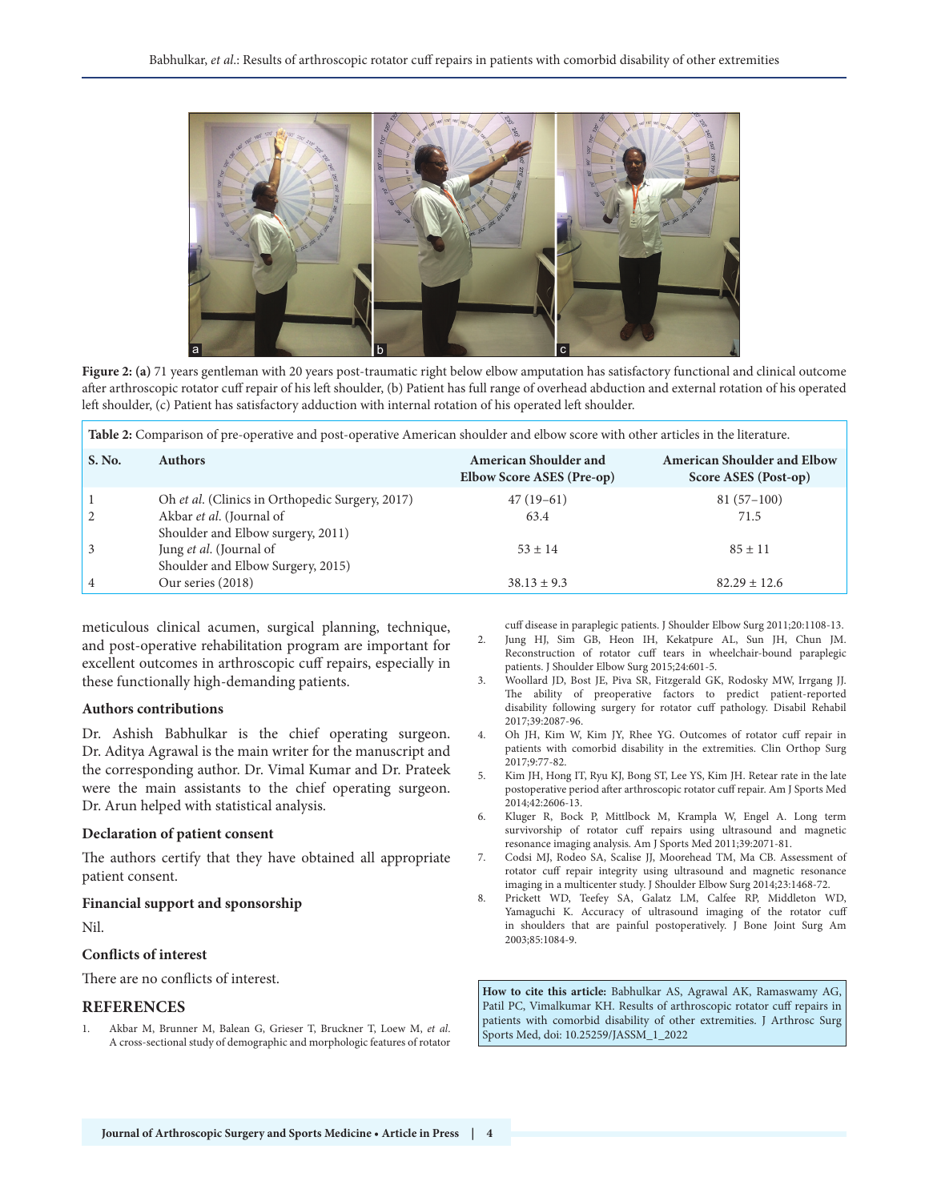**Figure 2: (a)** 71 years gentleman with 20 years post-traumatic right below elbow amputation has satisfactory functional and clinical outcome after arthroscopic rotator cuff repair of his left shoulder, (b) Patient has full range of overhead abduction and external rotation of his operated left shoulder, (c) Patient has satisfactory adduction with internal rotation of his operated left shoulder.

**Table 2:** Comparison of pre-operative and post-operative American shoulder and elbow score with other articles in the literature.

| S. No. | Authors | American Shoulder and Elbow Score ASES (Pre-op) | American Shoulder and Elbow Score ASES (Post-op) |
|---|---|---|---|
| 1 | Oh *et al*. (Clinics in Orthopedic Surgery, 2017) | 47 (19–61) | 81 (57–100) |
| 2 | Akbar *et al*. (Journal of Shoulder and Elbow surgery, 2011) | 63.4 | 71.5 |
| 3 | Jung *et al*. (Journal of Shoulder and Elbow Surgery, 2015) | 53 ± 14 | 85 ± 11 |
| 4 | Our series (2018) | 38.13 ± 9.3 | 82.29 ± 12.6 |

meticulous clinical acumen, surgical planning, technique, and post-operative rehabilitation program are important for excellent outcomes in arthroscopic cuff repairs, especially in these functionally high-demanding patients.

### Authors contributions

Dr. Ashish Babhulkar is the chief operating surgeon. Dr. Aditya Agrawal is the main writer for the manuscript and the corresponding author. Dr. Vimal Kumar and Dr. Prateek were the main assistants to the chief operating surgeon. Dr. Arun helped with statistical analysis.

### Declaration of patient consent

The authors certify that they have obtained all appropriate patient consent.

### Financial support and sponsorship

Nil.

### Conflicts of interest

There are no conflicts of interest.

## REFERENCES

1. Akbar M, Brunner M, Balean G, Grieser T, Bruckner T, Loew M, *et al*. A cross-sectional study of demographic and morphologic features of rotator cuff disease in paraplegic patients. J Shoulder Elbow Surg 2011;20:1108-13.
2. Jung HJ, Sim GB, Heon IH, Kekatpure AL, Sun JH, Chun JM. Reconstruction of rotator cuff tears in wheelchair-bound paraplegic patients. J Shoulder Elbow Surg 2015;24:601-5.
3. Woollard JD, Bost JE, Piva SR, Fitzgerald GK, Rodosky MW, Irrgang JJ. The ability of preoperative factors to predict patient-reported disability following surgery for rotator cuff pathology. Disabil Rehabil 2017;39:2087-96.
4. Oh JH, Kim W, Kim JY, Rhee YG. Outcomes of rotator cuff repair in patients with comorbid disability in the extremities. Clin Orthop Surg 2017;9:77-82.
5. Kim JH, Hong IT, Ryu KJ, Bong ST, Lee YS, Kim JH. Retear rate in the late postoperative period after arthroscopic rotator cuff repair. Am J Sports Med 2014;42:2606-13.
6. Kluger R, Bock P, Mittlbock M, Krampla W, Engel A. Long term survivorship of rotator cuff repairs using ultrasound and magnetic resonance imaging analysis. Am J Sports Med 2011;39:2071-81.
7. Codsi MJ, Rodeo SA, Scalise JJ, Moorehead TM, Ma CB. Assessment of rotator cuff repair integrity using ultrasound and magnetic resonance imaging in a multicenter study. J Shoulder Elbow Surg 2014;23:1468-72.
8. Prickett WD, Teefey SA, Galatz LM, Calfee RP, Middleton WD, Yamaguchi K. Accuracy of ultrasound imaging of the rotator cuff in shoulders that are painful postoperatively. J Bone Joint Surg Am 2003;85:1084-9.

**How to cite this article:** Babhulkar AS, Agrawal AK, Ramaswamy AG, Patil PC, Vimalkumar KH. Results of arthroscopic rotator cuff repairs in patients with comorbid disability of other extremities. J Arthrosc Surg Sports Med, doi: 10.25259/JASSM_1_2022